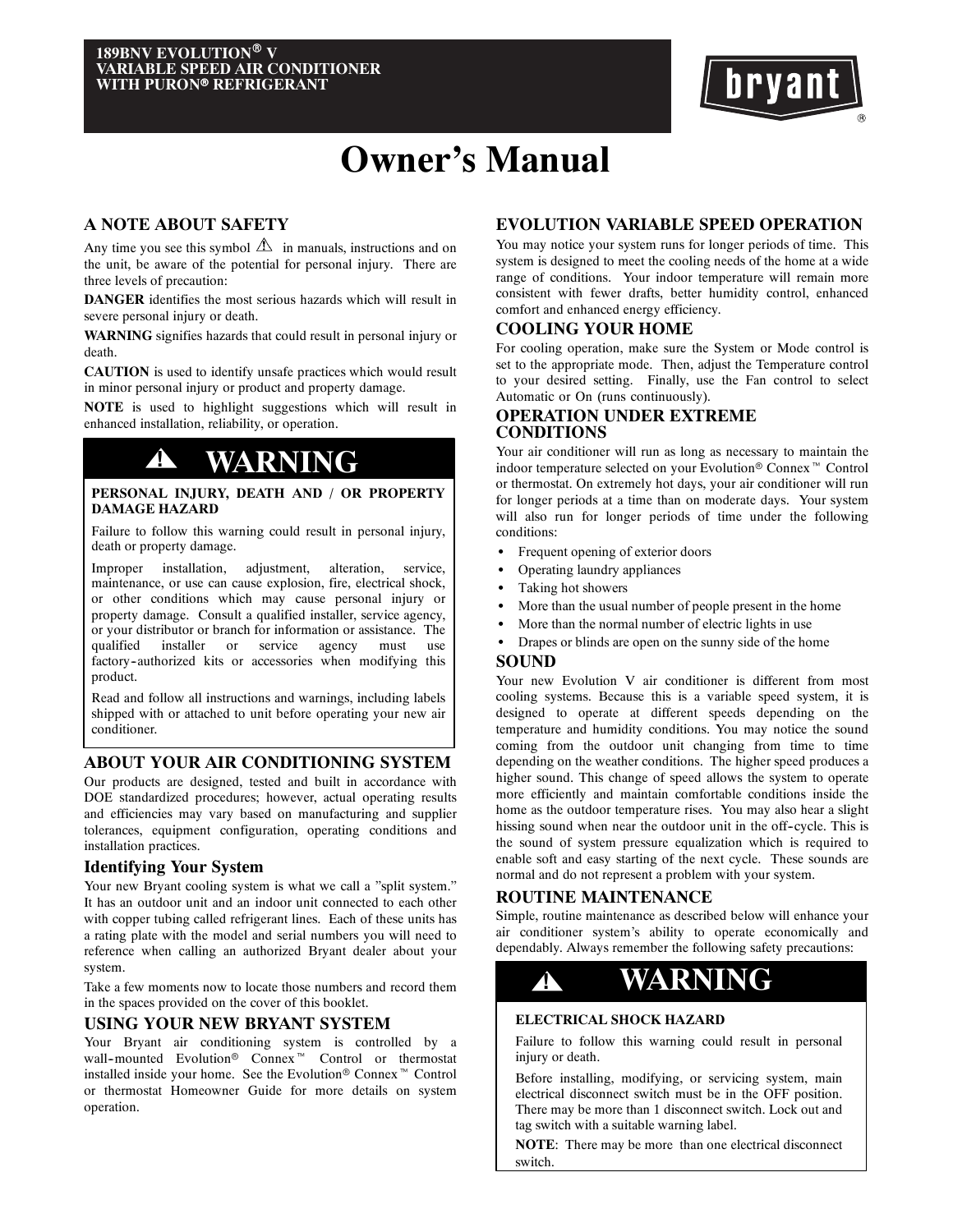**189BNV EVOLUTION® V**
**VARIABLE SPEED AIR CONDITIONER**
**WITH PURON® REFRIGERANT**

# Owner's Manual

## A NOTE ABOUT SAFETY

Any time you see this symbol ⚠ in manuals, instructions and on the unit, be aware of the potential for personal injury. There are three levels of precaution:

**DANGER** identifies the most serious hazards which will result in severe personal injury or death.

**WARNING** signifies hazards that could result in personal injury or death.

**CAUTION** is used to identify unsafe practices which would result in minor personal injury or product and property damage.

**NOTE** is used to highlight suggestions which will result in enhanced installation, reliability, or operation.

> **⚠ WARNING**
>
> **PERSONAL INJURY, DEATH AND / OR PROPERTY DAMAGE HAZARD**
>
> Failure to follow this warning could result in personal injury, death or property damage.
>
> Improper installation, adjustment, alteration, service, maintenance, or use can cause explosion, fire, electrical shock, or other conditions which may cause personal injury or property damage. Consult a qualified installer, service agency, or your distributor or branch for information or assistance. The qualified installer or service agency must use factory-authorized kits or accessories when modifying this product.
>
> Read and follow all instructions and warnings, including labels shipped with or attached to unit before operating your new air conditioner.

## ABOUT YOUR AIR CONDITIONING SYSTEM

Our products are designed, tested and built in accordance with DOE standardized procedures; however, actual operating results and efficiencies may vary based on manufacturing and supplier tolerances, equipment configuration, operating conditions and installation practices.

### Identifying Your System

Your new Bryant cooling system is what we call a "split system." It has an outdoor unit and an indoor unit connected to each other with copper tubing called refrigerant lines. Each of these units has a rating plate with the model and serial numbers you will need to reference when calling an authorized Bryant dealer about your system.

Take a few moments now to locate those numbers and record them in the spaces provided on the cover of this booklet.

## USING YOUR NEW BRYANT SYSTEM

Your Bryant air conditioning system is controlled by a wall-mounted Evolution® Connex™ Control or thermostat installed inside your home. See the Evolution® Connex™ Control or thermostat Homeowner Guide for more details on system operation.

## EVOLUTION VARIABLE SPEED OPERATION

You may notice your system runs for longer periods of time. This system is designed to meet the cooling needs of the home at a wide range of conditions. Your indoor temperature will remain more consistent with fewer drafts, better humidity control, enhanced comfort and enhanced energy efficiency.

## COOLING YOUR HOME

For cooling operation, make sure the System or Mode control is set to the appropriate mode. Then, adjust the Temperature control to your desired setting. Finally, use the Fan control to select Automatic or On (runs continuously).

## OPERATION UNDER EXTREME CONDITIONS

Your air conditioner will run as long as necessary to maintain the indoor temperature selected on your Evolution® Connex™ Control or thermostat. On extremely hot days, your air conditioner will run for longer periods at a time than on moderate days. Your system will also run for longer periods of time under the following conditions:

- Frequent opening of exterior doors
- Operating laundry appliances
- Taking hot showers
- More than the usual number of people present in the home
- More than the normal number of electric lights in use
- Drapes or blinds are open on the sunny side of the home

## SOUND

Your new Evolution V air conditioner is different from most cooling systems. Because this is a variable speed system, it is designed to operate at different speeds depending on the temperature and humidity conditions. You may notice the sound coming from the outdoor unit changing from time to time depending on the weather conditions. The higher speed produces a higher sound. This change of speed allows the system to operate more efficiently and maintain comfortable conditions inside the home as the outdoor temperature rises. You may also hear a slight hissing sound when near the outdoor unit in the off-cycle. This is the sound of system pressure equalization which is required to enable soft and easy starting of the next cycle. These sounds are normal and do not represent a problem with your system.

## ROUTINE MAINTENANCE

Simple, routine maintenance as described below will enhance your air conditioner system's ability to operate economically and dependably. Always remember the following safety precautions:

> **⚠ WARNING**
>
> **ELECTRICAL SHOCK HAZARD**
>
> Failure to follow this warning could result in personal injury or death.
>
> Before installing, modifying, or servicing system, main electrical disconnect switch must be in the OFF position. There may be more than 1 disconnect switch. Lock out and tag switch with a suitable warning label.
>
> **NOTE**: There may be more than one electrical disconnect switch.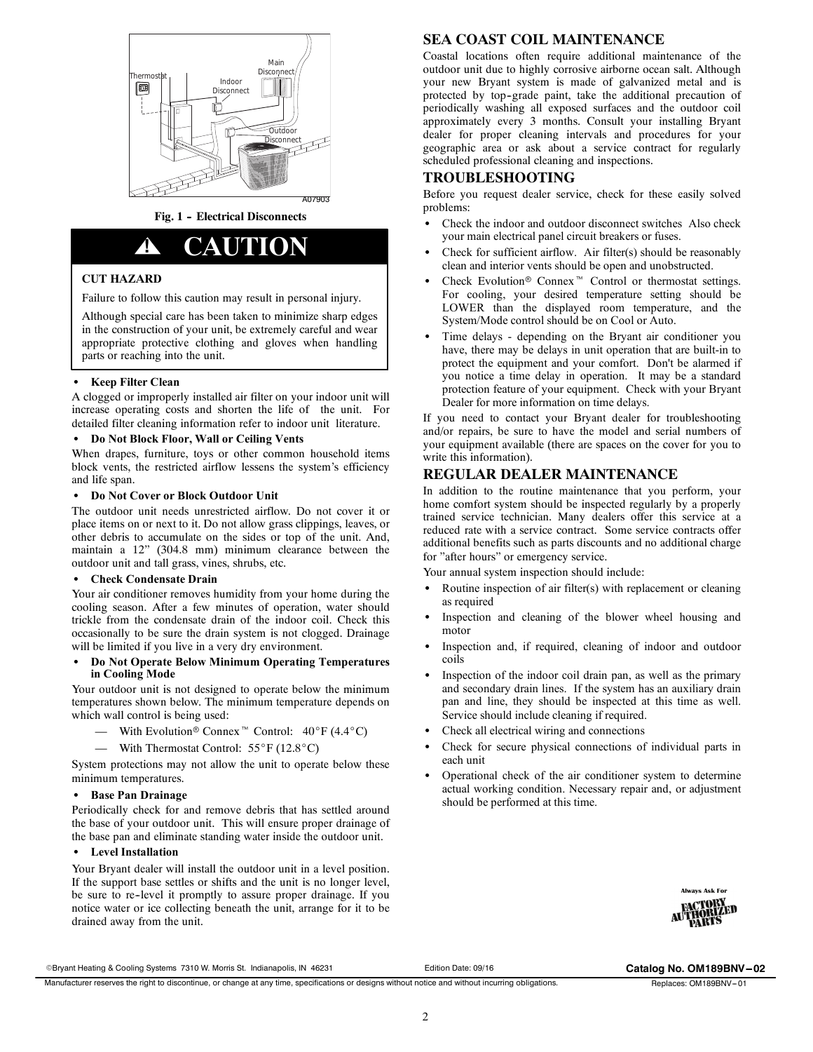Thermostat

Indoor Disconnect

Main Disconnect

Outdoor Disconnect

A07903

**Fig. 1 - Electrical Disconnects**

## ⚠ CAUTION

**CUT HAZARD**

Failure to follow this caution may result in personal injury.

Although special care has been taken to minimize sharp edges in the construction of your unit, be extremely careful and wear appropriate protective clothing and gloves when handling parts or reaching into the unit.

- **Keep Filter Clean**

A clogged or improperly installed air filter on your indoor unit will increase operating costs and shorten the life of the unit. For detailed filter cleaning information refer to indoor unit literature.

- **Do Not Block Floor, Wall or Ceiling Vents**

When drapes, furniture, toys or other common household items block vents, the restricted airflow lessens the system's efficiency and life span.

- **Do Not Cover or Block Outdoor Unit**

The outdoor unit needs unrestricted airflow. Do not cover it or place items on or next to it. Do not allow grass clippings, leaves, or other debris to accumulate on the sides or top of the unit. And, maintain a 12" (304.8 mm) minimum clearance between the outdoor unit and tall grass, vines, shrubs, etc.

- **Check Condensate Drain**

Your air conditioner removes humidity from your home during the cooling season. After a few minutes of operation, water should trickle from the condensate drain of the indoor coil. Check this occasionally to be sure the drain system is not clogged. Drainage will be limited if you live in a very dry environment.

- **Do Not Operate Below Minimum Operating Temperatures in Cooling Mode**

Your outdoor unit is not designed to operate below the minimum temperatures shown below. The minimum temperature depends on which wall control is being used:

— With Evolution® Connex™ Control: 40°F (4.4°C)

— With Thermostat Control: 55°F (12.8°C)

System protections may not allow the unit to operate below these minimum temperatures.

- **Base Pan Drainage**

Periodically check for and remove debris that has settled around the base of your outdoor unit. This will ensure proper drainage of the base pan and eliminate standing water inside the outdoor unit.

- **Level Installation**

Your Bryant dealer will install the outdoor unit in a level position. If the support base settles or shifts and the unit is no longer level, be sure to re-level it promptly to assure proper drainage. If you notice water or ice collecting beneath the unit, arrange for it to be drained away from the unit.

## SEA COAST COIL MAINTENANCE

Coastal locations often require additional maintenance of the outdoor unit due to highly corrosive airborne ocean salt. Although your new Bryant system is made of galvanized metal and is protected by top-grade paint, take the additional precaution of periodically washing all exposed surfaces and the outdoor coil approximately every 3 months. Consult your installing Bryant dealer for proper cleaning intervals and procedures for your geographic area or ask about a service contract for regularly scheduled professional cleaning and inspections.

## TROUBLESHOOTING

Before you request dealer service, check for these easily solved problems:

- Check the indoor and outdoor disconnect switches Also check your main electrical panel circuit breakers or fuses.
- Check for sufficient airflow. Air filter(s) should be reasonably clean and interior vents should be open and unobstructed.
- Check Evolution® Connex™ Control or thermostat settings. For cooling, your desired temperature setting should be LOWER than the displayed room temperature, and the System/Mode control should be on Cool or Auto.
- Time delays - depending on the Bryant air conditioner you have, there may be delays in unit operation that are built-in to protect the equipment and your comfort. Don't be alarmed if you notice a time delay in operation. It may be a standard protection feature of your equipment. Check with your Bryant Dealer for more information on time delays.

If you need to contact your Bryant dealer for troubleshooting and/or repairs, be sure to have the model and serial numbers of your equipment available (there are spaces on the cover for you to write this information).

## REGULAR DEALER MAINTENANCE

In addition to the routine maintenance that you perform, your home comfort system should be inspected regularly by a properly trained service technician. Many dealers offer this service at a reduced rate with a service contract. Some service contracts offer additional benefits such as parts discounts and no additional charge for "after hours" or emergency service.

Your annual system inspection should include:

- Routine inspection of air filter(s) with replacement or cleaning as required
- Inspection and cleaning of the blower wheel housing and motor
- Inspection and, if required, cleaning of indoor and outdoor coils
- Inspection of the indoor coil drain pan, as well as the primary and secondary drain lines. If the system has an auxiliary drain pan and line, they should be inspected at this time as well. Service should include cleaning if required.
- Check all electrical wiring and connections
- Check for secure physical connections of individual parts in each unit
- Operational check of the air conditioner system to determine actual working condition. Necessary repair and, or adjustment should be performed at this time.

Always Ask For FACTORY AUTHORIZED PARTS

©Bryant Heating & Cooling Systems 7310 W. Morris St. Indianapolis, IN 46231 Edition Date: 09/16 **Catalog No. OM189BNV-02**

Manufacturer reserves the right to discontinue, or change at any time, specifications or designs without notice and without incurring obligations. Replaces: OM189BNV-01